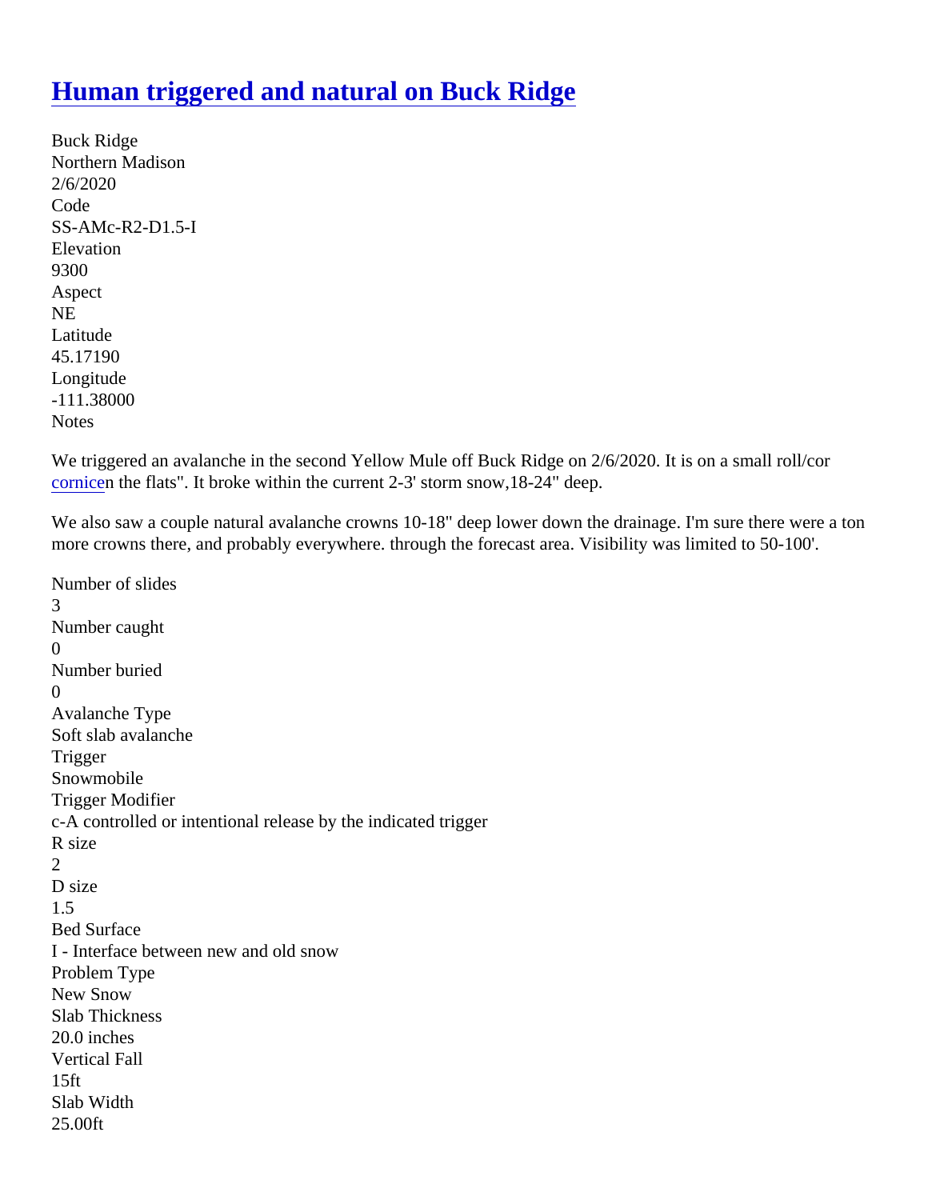# [Human triggered and natural on Buck Ridge]()

Buck Ridge
Northern Madison
2/6/2020
Code
SS-AMc-R2-D1.5-I
Elevation
9300
Aspect
NE
Latitude
45.17190
Longitude
-111.38000
Notes

We triggered an avalanche in the second Yellow Mule off Buck Ridge on 2/6/2020. It is on a small roll/cor [cornice]()n the flats". It broke within the current 2-3' storm snow,18-24" deep.

We also saw a couple natural avalanche crowns 10-18" deep lower down the drainage. I'm sure there were a ton more crowns there, and probably everywhere. through the forecast area. Visibility was limited to 50-100'.

Number of slides
3
Number caught
0
Number buried
0
Avalanche Type
Soft slab avalanche
Trigger
Snowmobile
Trigger Modifier
c-A controlled or intentional release by the indicated trigger
R size
2
D size
1.5
Bed Surface
I - Interface between new and old snow
Problem Type
New Snow
Slab Thickness
20.0 inches
Vertical Fall
15ft
Slab Width
25.00ft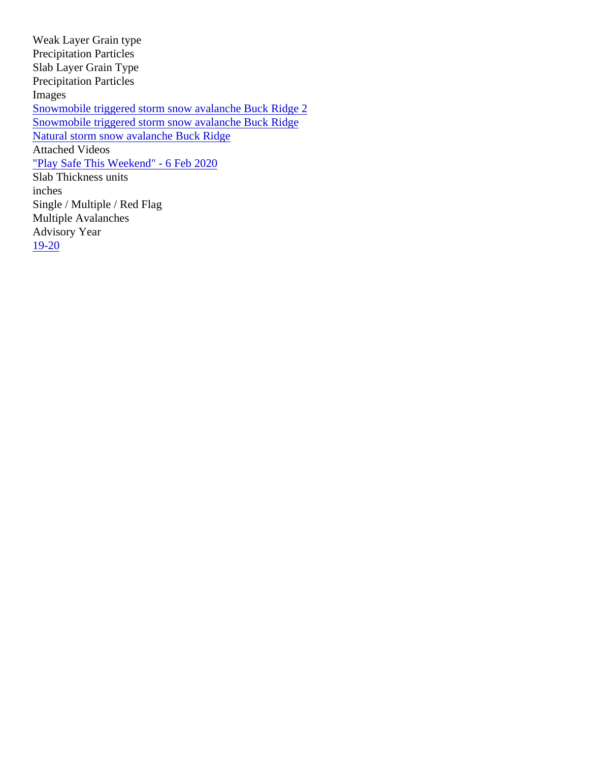Weak Layer Grain type
Precipitation Particles
Slab Layer Grain Type
Precipitation Particles
Images
Snowmobile triggered storm snow avalanche Buck Ridge 2
Snowmobile triggered storm snow avalanche Buck Ridge
Natural storm snow avalanche Buck Ridge
Attached Videos
"Play Safe This Weekend" - 6 Feb 2020
Slab Thickness units
inches
Single / Multiple / Red Flag
Multiple Avalanches
Advisory Year
19-20